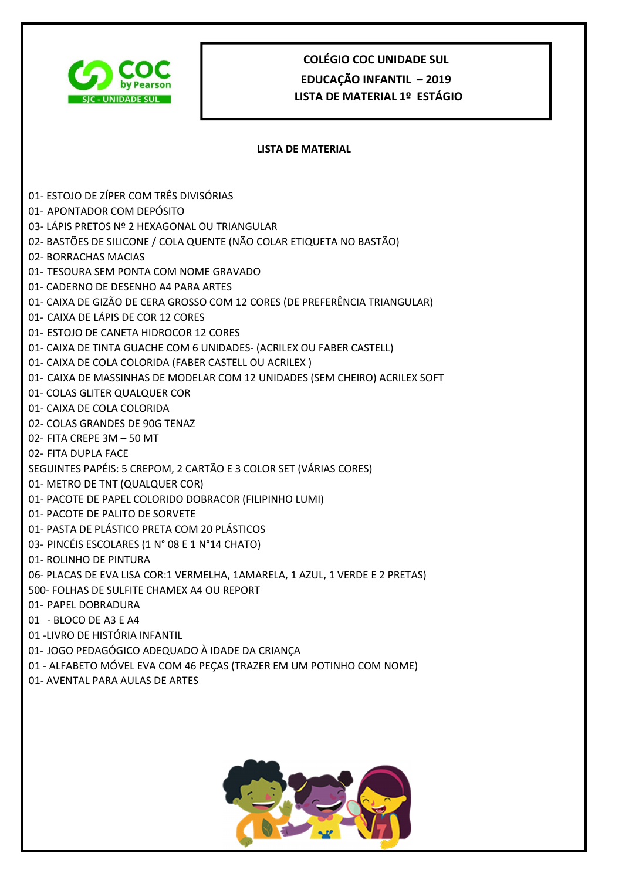**COLÉGIO COC UNIDADE SUL**

**EDUCAÇÃO INFANTIL – 2019**

**LISTA DE MATERIAL 1º ESTÁGIO**

## LISTA DE MATERIAL

01- ESTOJO DE ZÍPER COM TRÊS DIVISÓRIAS
01- APONTADOR COM DEPÓSITO
03- LÁPIS PRETOS Nº 2 HEXAGONAL OU TRIANGULAR
02- BASTÕES DE SILICONE / COLA QUENTE (NÃO COLAR ETIQUETA NO BASTÃO)
02- BORRACHAS MACIAS
01- TESOURA SEM PONTA COM NOME GRAVADO
01- CADERNO DE DESENHO A4 PARA ARTES
01- CAIXA DE GIZÃO DE CERA GROSSO COM 12 CORES (DE PREFERÊNCIA TRIANGULAR)
01- CAIXA DE LÁPIS DE COR 12 CORES
01- ESTOJO DE CANETA HIDROCOR 12 CORES
01- CAIXA DE TINTA GUACHE COM 6 UNIDADES- (ACRILEX OU FABER CASTELL)
01- CAIXA DE COLA COLORIDA (FABER CASTELL OU ACRILEX )
01- CAIXA DE MASSINHAS DE MODELAR COM 12 UNIDADES (SEM CHEIRO) ACRILEX SOFT
01- COLAS GLITER QUALQUER COR
01- CAIXA DE COLA COLORIDA
02- COLAS GRANDES DE 90G TENAZ
02- FITA CREPE 3M – 50 MT
02- FITA DUPLA FACE
SEGUINTES PAPÉIS: 5 CREPOM, 2 CARTÃO E 3 COLOR SET (VÁRIAS CORES)
01- METRO DE TNT (QUALQUER COR)
01- PACOTE DE PAPEL COLORIDO DOBRACOR (FILIPINHO LUMI)
01- PACOTE DE PALITO DE SORVETE
01- PASTA DE PLÁSTICO PRETA COM 20 PLÁSTICOS
03- PINCÉIS ESCOLARES (1 N° 08 E 1 N°14 CHATO)
01- ROLINHO DE PINTURA
06- PLACAS DE EVA LISA COR:1 VERMELHA, 1AMARELA, 1 AZUL, 1 VERDE E 2 PRETAS)
500- FOLHAS DE SULFITE CHAMEX A4 OU REPORT
01- PAPEL DOBRADURA
01 - BLOCO DE A3 E A4
01 -LIVRO DE HISTÓRIA INFANTIL
01- JOGO PEDAGÓGICO ADEQUADO À IDADE DA CRIANÇA
01 - ALFABETO MÓVEL EVA COM 46 PEÇAS (TRAZER EM UM POTINHO COM NOME)
01- AVENTAL PARA AULAS DE ARTES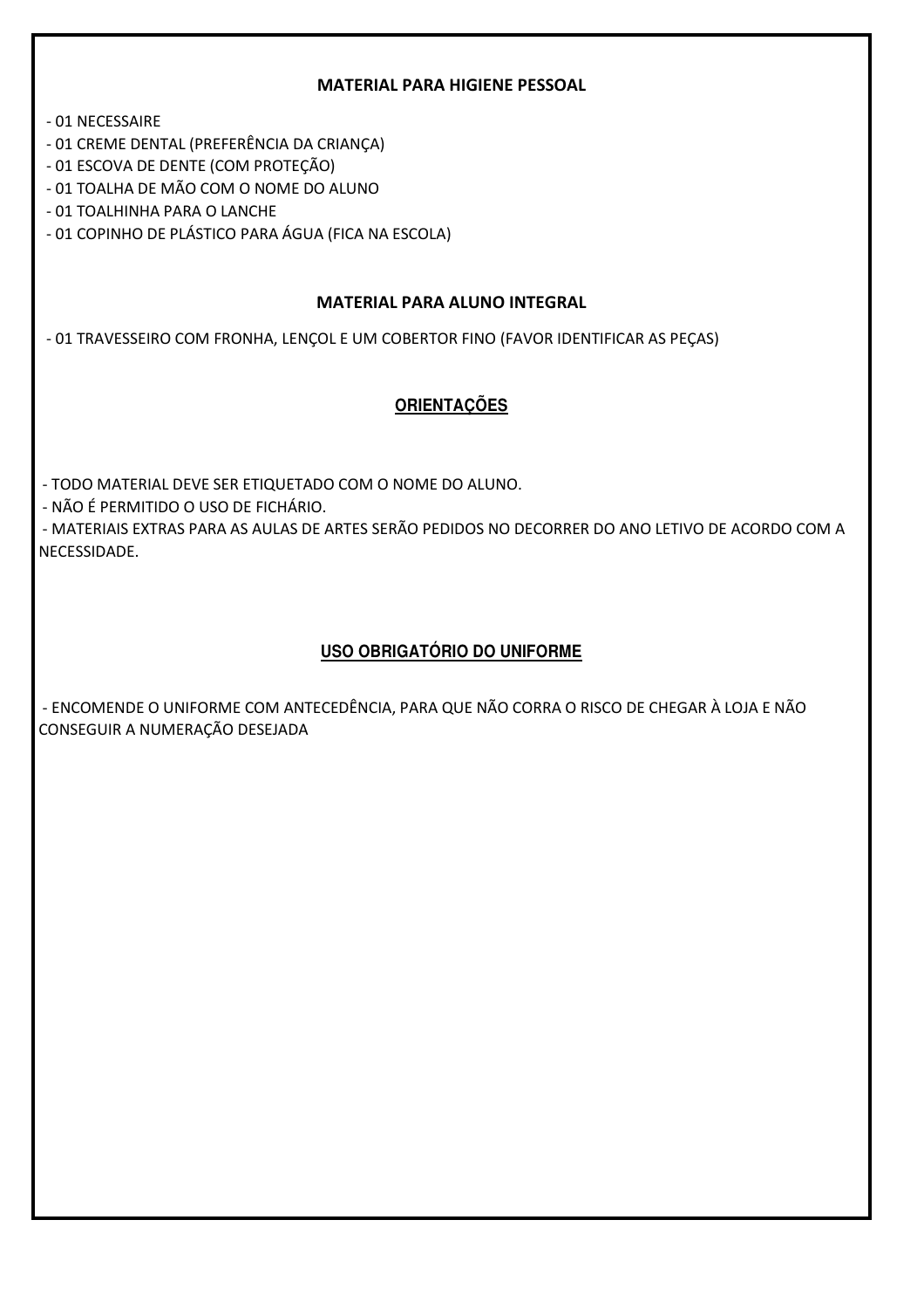## MATERIAL PARA HIGIENE PESSOAL

- 01 NECESSAIRE
- 01 CREME DENTAL (PREFERÊNCIA DA CRIANÇA)
- 01 ESCOVA DE DENTE (COM PROTEÇÃO)
- 01 TOALHA DE MÃO COM O NOME DO ALUNO
- 01 TOALHINHA PARA O LANCHE
- 01 COPINHO DE PLÁSTICO PARA ÁGUA (FICA NA ESCOLA)

## MATERIAL PARA ALUNO INTEGRAL

- 01 TRAVESSEIRO COM FRONHA, LENÇOL E UM COBERTOR FINO (FAVOR IDENTIFICAR AS PEÇAS)

## ORIENTAÇÕES

- TODO MATERIAL DEVE SER ETIQUETADO COM O NOME DO ALUNO.
- NÃO É PERMITIDO O USO DE FICHÁRIO.
- MATERIAIS EXTRAS PARA AS AULAS DE ARTES SERÃO PEDIDOS NO DECORRER DO ANO LETIVO DE ACORDO COM A NECESSIDADE.

## USO OBRIGATÓRIO DO UNIFORME

- ENCOMENDE O UNIFORME COM ANTECEDÊNCIA, PARA QUE NÃO CORRA O RISCO DE CHEGAR À LOJA E NÃO CONSEGUIR A NUMERAÇÃO DESEJADA